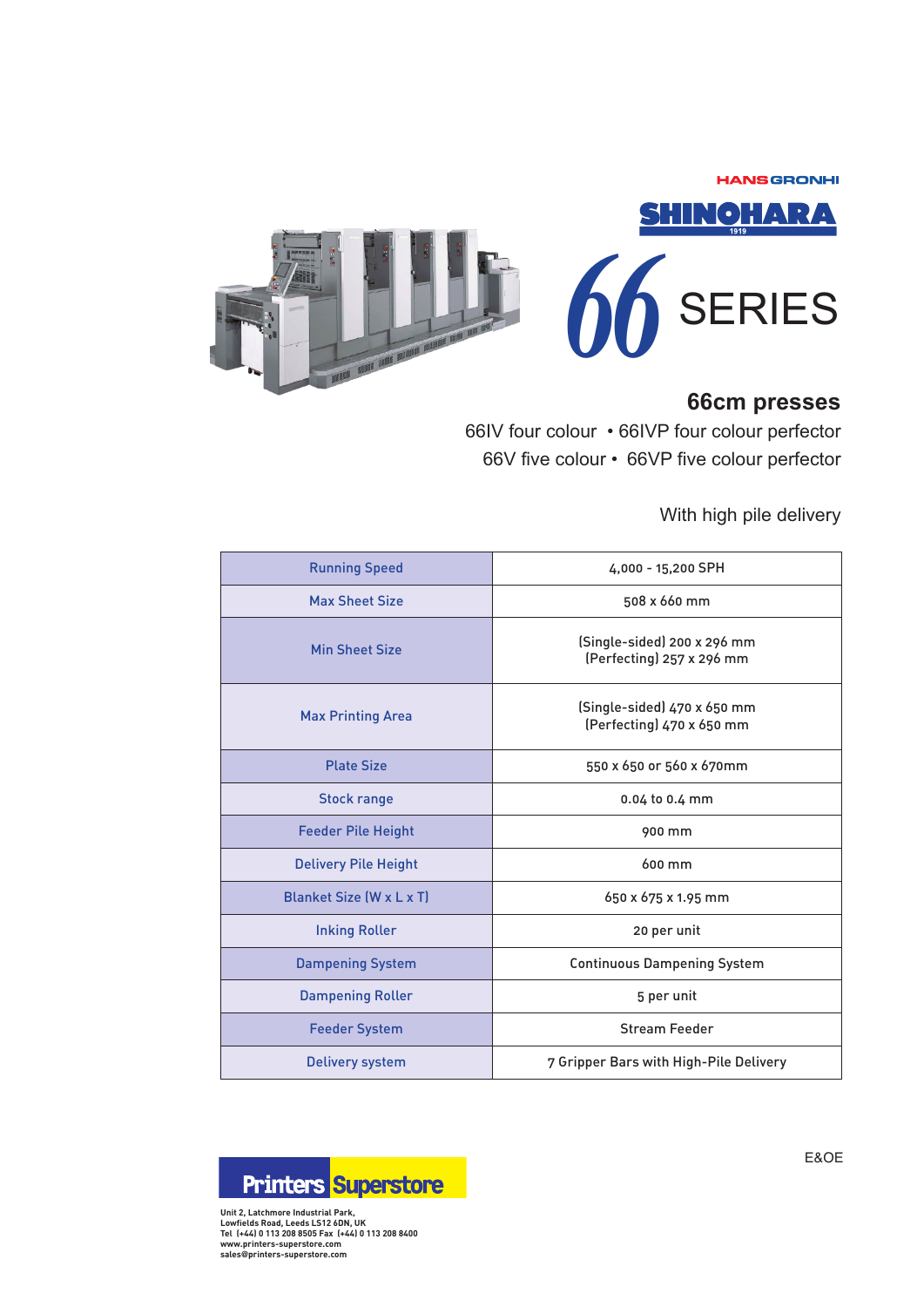HANSGRONHI

SHINOHARA

1919

# 66 SERIES

## 66cm presses

66IV four colour • 66IVP four colour perfector

66V five colour • 66VP five colour perfector

With high pile delivery

| | |
|---|---|
| Running Speed | 4,000 - 15,200 SPH |
| Max Sheet Size | 508 x 660 mm |
| Min Sheet Size | (Single-sided) 200 x 296 mm<br>(Perfecting) 257 x 296 mm |
| Max Printing Area | (Single-sided) 470 x 650 mm<br>(Perfecting) 470 x 650 mm |
| Plate Size | 550 x 650 or 560 x 670mm |
| Stock range | 0.04 to 0.4 mm |
| Feeder Pile Height | 900 mm |
| Delivery Pile Height | 600 mm |
| Blanket Size (W x L x T) | 650 x 675 x 1.95 mm |
| Inking Roller | 20 per unit |
| Dampening System | Continuous Dampening System |
| Dampening Roller | 5 per unit |
| Feeder System | Stream Feeder |
| Delivery system | 7 Gripper Bars with High-Pile Delivery |

E&OE

Printers Superstore

Unit 2, Latchmore Industrial Park,
Lowfields Road, Leeds LS12 6DN, UK
Tel (+44) 0 113 208 8505 Fax (+44) 0 113 208 8400
www.printers-superstore.com
sales@printers-superstore.com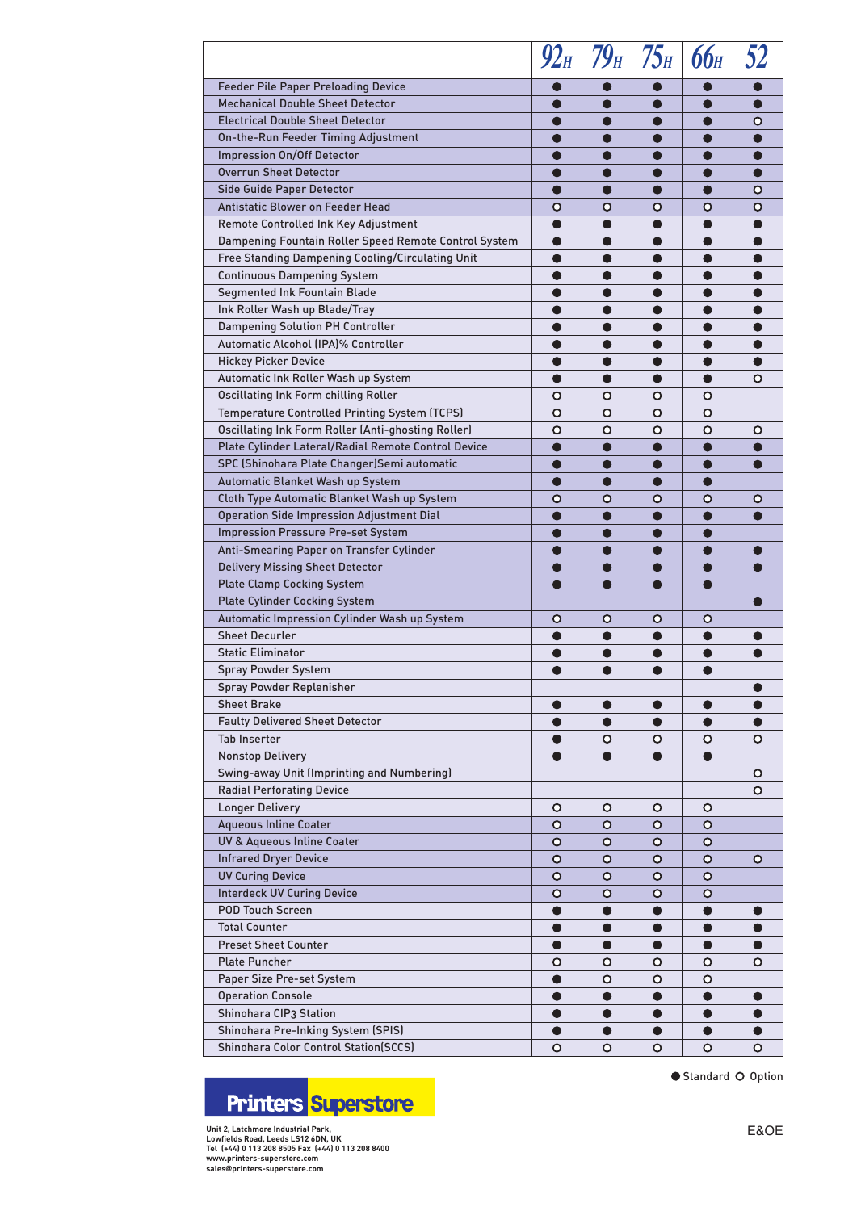| | 92H | 79H | 75H | 66H | 52 |
|---|---|---|---|---|---|
| Feeder Pile Paper Preloading Device | ● | ● | ● | ● | ● |
| Mechanical Double Sheet Detector | ● | ● | ● | ● | ● |
| Electrical Double Sheet Detector | ● | ● | ● | ● | ○ |
| On-the-Run Feeder Timing Adjustment | ● | ● | ● | ● | ● |
| Impression On/Off Detector | ● | ● | ● | ● | ● |
| Overrun Sheet Detector | ● | ● | ● | ● | ● |
| Side Guide Paper Detector | ● | ● | ● | ● | ○ |
| Antistatic Blower on Feeder Head | ○ | ○ | ○ | ○ | ○ |
| Remote Controlled Ink Key Adjustment | ● | ● | ● | ● | ● |
| Dampening Fountain Roller Speed Remote Control System | ● | ● | ● | ● | ● |
| Free Standing Dampening Cooling/Circulating Unit | ● | ● | ● | ● | ● |
| Continuous Dampening System | ● | ● | ● | ● | ● |
| Segmented Ink Fountain Blade | ● | ● | ● | ● | ● |
| Ink Roller Wash up Blade/Tray | ● | ● | ● | ● | ● |
| Dampening Solution PH Controller | ● | ● | ● | ● | ● |
| Automatic Alcohol (IPA)% Controller | ● | ● | ● | ● | ● |
| Hickey Picker Device | ● | ● | ● | ● | ● |
| Automatic Ink Roller Wash up System | ● | ● | ● | ● | ○ |
| Oscillating Ink Form chilling Roller | ○ | ○ | ○ | ○ | |
| Temperature Controlled Printing System (TCPS) | ○ | ○ | ○ | ○ | |
| Oscillating Ink Form Roller (Anti-ghosting Roller) | ○ | ○ | ○ | ○ | ○ |
| Plate Cylinder Lateral/Radial Remote Control Device | ● | ● | ● | ● | ● |
| SPC (Shinohara Plate Changer)Semi automatic | ● | ● | ● | ● | ● |
| Automatic Blanket Wash up System | ● | ● | ● | ● | |
| Cloth Type Automatic Blanket Wash up System | ○ | ○ | ○ | ○ | ○ |
| Operation Side Impression Adjustment Dial | ● | ● | ● | ● | ● |
| Impression Pressure Pre-set System | ● | ● | ● | ● | |
| Anti-Smearing Paper on Transfer Cylinder | ● | ● | ● | ● | ● |
| Delivery Missing Sheet Detector | ● | ● | ● | ● | ● |
| Plate Clamp Cocking System | ● | ● | ● | ● | |
| Plate Cylinder Cocking System | | | | | ● |
| Automatic Impression Cylinder Wash up System | ○ | ○ | ○ | ○ | |
| Sheet Decurler | ● | ● | ● | ● | ● |
| Static Eliminator | ● | ● | ● | ● | ● |
| Spray Powder System | ● | ● | ● | ● | |
| Spray Powder Replenisher | | | | | ● |
| Sheet Brake | ● | ● | ● | ● | ● |
| Faulty Delivered Sheet Detector | ● | ● | ● | ● | ● |
| Tab Inserter | ● | ○ | ○ | ○ | ○ |
| Nonstop Delivery | ● | ● | ● | ● | |
| Swing-away Unit (Imprinting and Numbering) | | | | | ○ |
| Radial Perforating Device | | | | | ○ |
| Longer Delivery | ○ | ○ | ○ | ○ | |
| Aqueous Inline Coater | ○ | ○ | ○ | ○ | |
| UV & Aqueous Inline Coater | ○ | ○ | ○ | ○ | |
| Infrared Dryer Device | ○ | ○ | ○ | ○ | ○ |
| UV Curing Device | ○ | ○ | ○ | ○ | |
| Interdeck UV Curing Device | ○ | ○ | ○ | ○ | |
| POD Touch Screen | ● | ● | ● | ● | ● |
| Total Counter | ● | ● | ● | ● | ● |
| Preset Sheet Counter | ● | ● | ● | ● | ● |
| Plate Puncher | ○ | ○ | ○ | ○ | ○ |
| Paper Size Pre-set System | ● | ○ | ○ | ○ | |
| Operation Console | ● | ● | ● | ● | ● |
| Shinohara CIP3 Station | ● | ● | ● | ● | ● |
| Shinohara Pre-Inking System (SPIS) | ● | ● | ● | ● | ● |
| Shinohara Color Control Station(SCCS) | ○ | ○ | ○ | ○ | ○ |

● Standard ○ Option

**Printers Superstore**

Unit 2, Latchmore Industrial Park,
Lowfields Road, Leeds LS12 6DN, UK
Tel (+44) 0 113 208 8505 Fax (+44) 0 113 208 8400
www.printers-superstore.com
sales@printers-superstore.com

E&OE